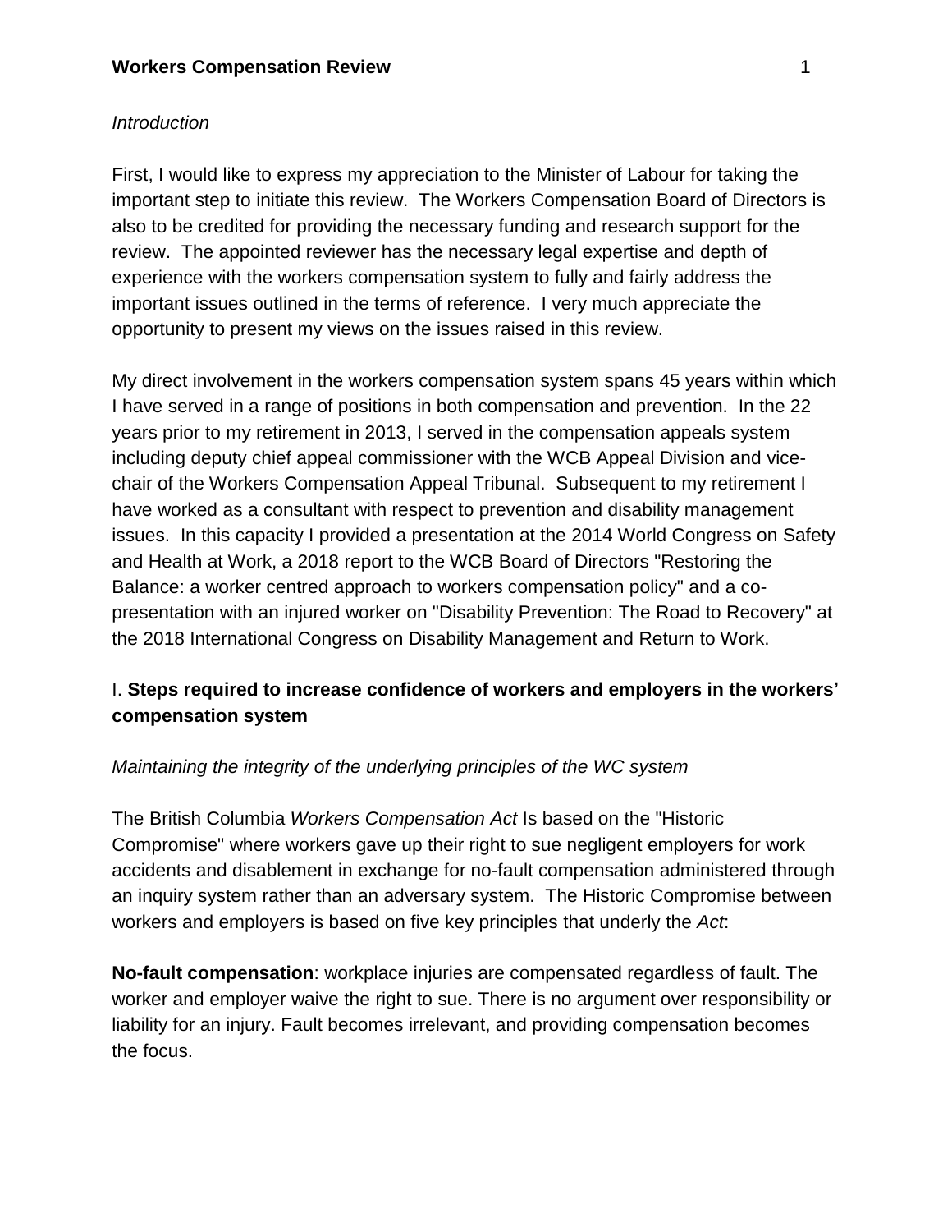*Introduction*

First, I would like to express my appreciation to the Minister of Labour for taking the important step to initiate this review. The Workers Compensation Board of Directors is also to be credited for providing the necessary funding and research support for the review. The appointed reviewer has the necessary legal expertise and depth of experience with the workers compensation system to fully and fairly address the important issues outlined in the terms of reference. I very much appreciate the opportunity to present my views on the issues raised in this review.

My direct involvement in the workers compensation system spans 45 years within which I have served in a range of positions in both compensation and prevention. In the 22 years prior to my retirement in 2013, I served in the compensation appeals system including deputy chief appeal commissioner with the WCB Appeal Division and vice-chair of the Workers Compensation Appeal Tribunal. Subsequent to my retirement I have worked as a consultant with respect to prevention and disability management issues. In this capacity I provided a presentation at the 2014 World Congress on Safety and Health at Work, a 2018 report to the WCB Board of Directors "Restoring the Balance: a worker centred approach to workers compensation policy" and a co-presentation with an injured worker on "Disability Prevention: The Road to Recovery" at the 2018 International Congress on Disability Management and Return to Work.

## I. **Steps required to increase confidence of workers and employers in the workers' compensation system**

*Maintaining the integrity of the underlying principles of the WC system*

The British Columbia *Workers Compensation Act* Is based on the "Historic Compromise" where workers gave up their right to sue negligent employers for work accidents and disablement in exchange for no-fault compensation administered through an inquiry system rather than an adversary system. The Historic Compromise between workers and employers is based on five key principles that underly the *Act*:

**No-fault compensation**: workplace injuries are compensated regardless of fault. The worker and employer waive the right to sue. There is no argument over responsibility or liability for an injury. Fault becomes irrelevant, and providing compensation becomes the focus.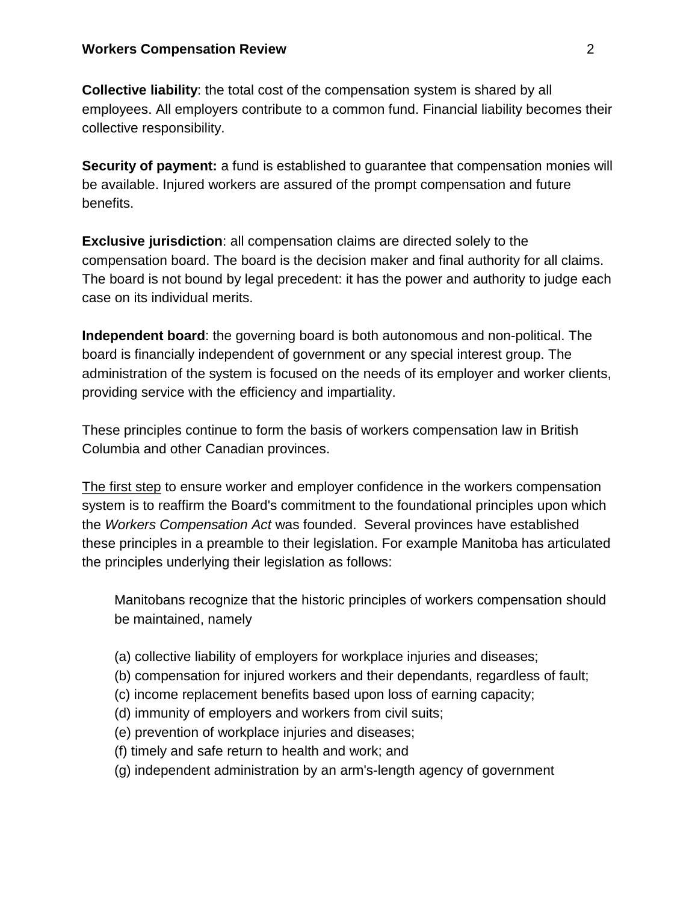**Collective liability**: the total cost of the compensation system is shared by all employees. All employers contribute to a common fund. Financial liability becomes their collective responsibility.

**Security of payment:** a fund is established to guarantee that compensation monies will be available. Injured workers are assured of the prompt compensation and future benefits.

**Exclusive jurisdiction**: all compensation claims are directed solely to the compensation board. The board is the decision maker and final authority for all claims. The board is not bound by legal precedent: it has the power and authority to judge each case on its individual merits.

**Independent board**: the governing board is both autonomous and non-political. The board is financially independent of government or any special interest group. The administration of the system is focused on the needs of its employer and worker clients, providing service with the efficiency and impartiality.

These principles continue to form the basis of workers compensation law in British Columbia and other Canadian provinces.

<u>The first step</u> to ensure worker and employer confidence in the workers compensation system is to reaffirm the Board's commitment to the foundational principles upon which the *Workers Compensation Act* was founded. Several provinces have established these principles in a preamble to their legislation. For example Manitoba has articulated the principles underlying their legislation as follows:

> Manitobans recognize that the historic principles of workers compensation should be maintained, namely
>
> (a) collective liability of employers for workplace injuries and diseases;
> (b) compensation for injured workers and their dependants, regardless of fault;
> (c) income replacement benefits based upon loss of earning capacity;
> (d) immunity of employers and workers from civil suits;
> (e) prevention of workplace injuries and diseases;
> (f) timely and safe return to health and work; and
> (g) independent administration by an arm's-length agency of government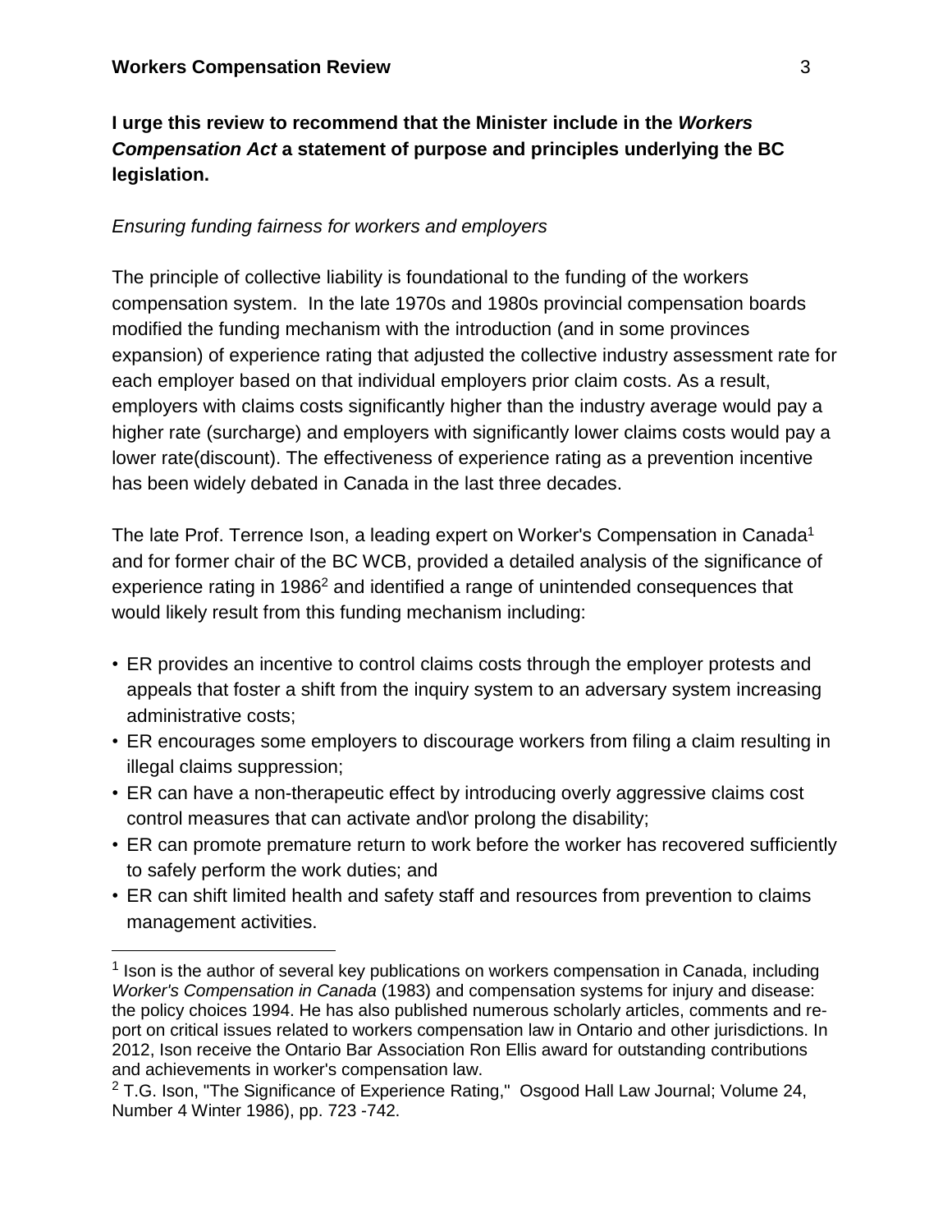**I urge this review to recommend that the Minister include in the *Workers Compensation Act* a statement of purpose and principles underlying the BC legislation.**

*Ensuring funding fairness for workers and employers*

The principle of collective liability is foundational to the funding of the workers compensation system. In the late 1970s and 1980s provincial compensation boards modified the funding mechanism with the introduction (and in some provinces expansion) of experience rating that adjusted the collective industry assessment rate for each employer based on that individual employers prior claim costs. As a result, employers with claims costs significantly higher than the industry average would pay a higher rate (surcharge) and employers with significantly lower claims costs would pay a lower rate(discount). The effectiveness of experience rating as a prevention incentive has been widely debated in Canada in the last three decades.

The late Prof. Terrence Ison, a leading expert on Worker's Compensation in Canada[1] and for former chair of the BC WCB, provided a detailed analysis of the significance of experience rating in 1986[2] and identified a range of unintended consequences that would likely result from this funding mechanism including:

- ER provides an incentive to control claims costs through the employer protests and appeals that foster a shift from the inquiry system to an adversary system increasing administrative costs;
- ER encourages some employers to discourage workers from filing a claim resulting in illegal claims suppression;
- ER can have a non-therapeutic effect by introducing overly aggressive claims cost control measures that can activate and\or prolong the disability;
- ER can promote premature return to work before the worker has recovered sufficiently to safely perform the work duties; and
- ER can shift limited health and safety staff and resources from prevention to claims management activities.

---

[1] Ison is the author of several key publications on workers compensation in Canada, including *Worker's Compensation in Canada* (1983) and compensation systems for injury and disease: the policy choices 1994. He has also published numerous scholarly articles, comments and re-port on critical issues related to workers compensation law in Ontario and other jurisdictions. In 2012, Ison receive the Ontario Bar Association Ron Ellis award for outstanding contributions and achievements in worker's compensation law.

[2] T.G. Ison, "The Significance of Experience Rating," Osgood Hall Law Journal; Volume 24, Number 4 Winter 1986), pp. 723 -742.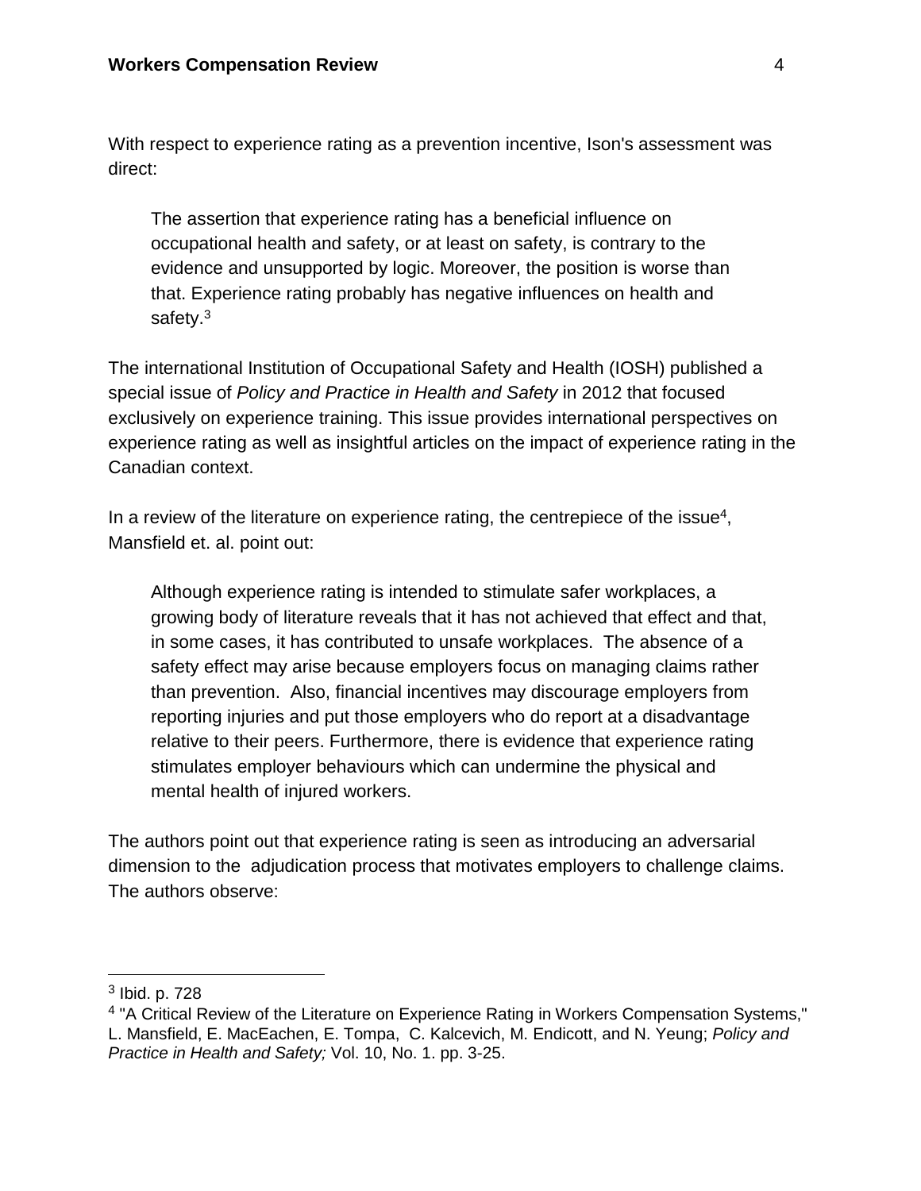With respect to experience rating as a prevention incentive, Ison's assessment was direct:

> The assertion that experience rating has a beneficial influence on occupational health and safety, or at least on safety, is contrary to the evidence and unsupported by logic. Moreover, the position is worse than that. Experience rating probably has negative influences on health and safety.[3]

The international Institution of Occupational Safety and Health (IOSH) published a special issue of *Policy and Practice in Health and Safety* in 2012 that focused exclusively on experience training. This issue provides international perspectives on experience rating as well as insightful articles on the impact of experience rating in the Canadian context.

In a review of the literature on experience rating, the centrepiece of the issue[4], Mansfield et. al. point out:

> Although experience rating is intended to stimulate safer workplaces, a growing body of literature reveals that it has not achieved that effect and that, in some cases, it has contributed to unsafe workplaces. The absence of a safety effect may arise because employers focus on managing claims rather than prevention. Also, financial incentives may discourage employers from reporting injuries and put those employers who do report at a disadvantage relative to their peers. Furthermore, there is evidence that experience rating stimulates employer behaviours which can undermine the physical and mental health of injured workers.

The authors point out that experience rating is seen as introducing an adversarial dimension to the adjudication process that motivates employers to challenge claims. The authors observe:

---

[3] Ibid. p. 728

[4] "A Critical Review of the Literature on Experience Rating in Workers Compensation Systems," L. Mansfield, E. MacEachen, E. Tompa, C. Kalcevich, M. Endicott, and N. Yeung; *Policy and Practice in Health and Safety;* Vol. 10, No. 1. pp. 3-25.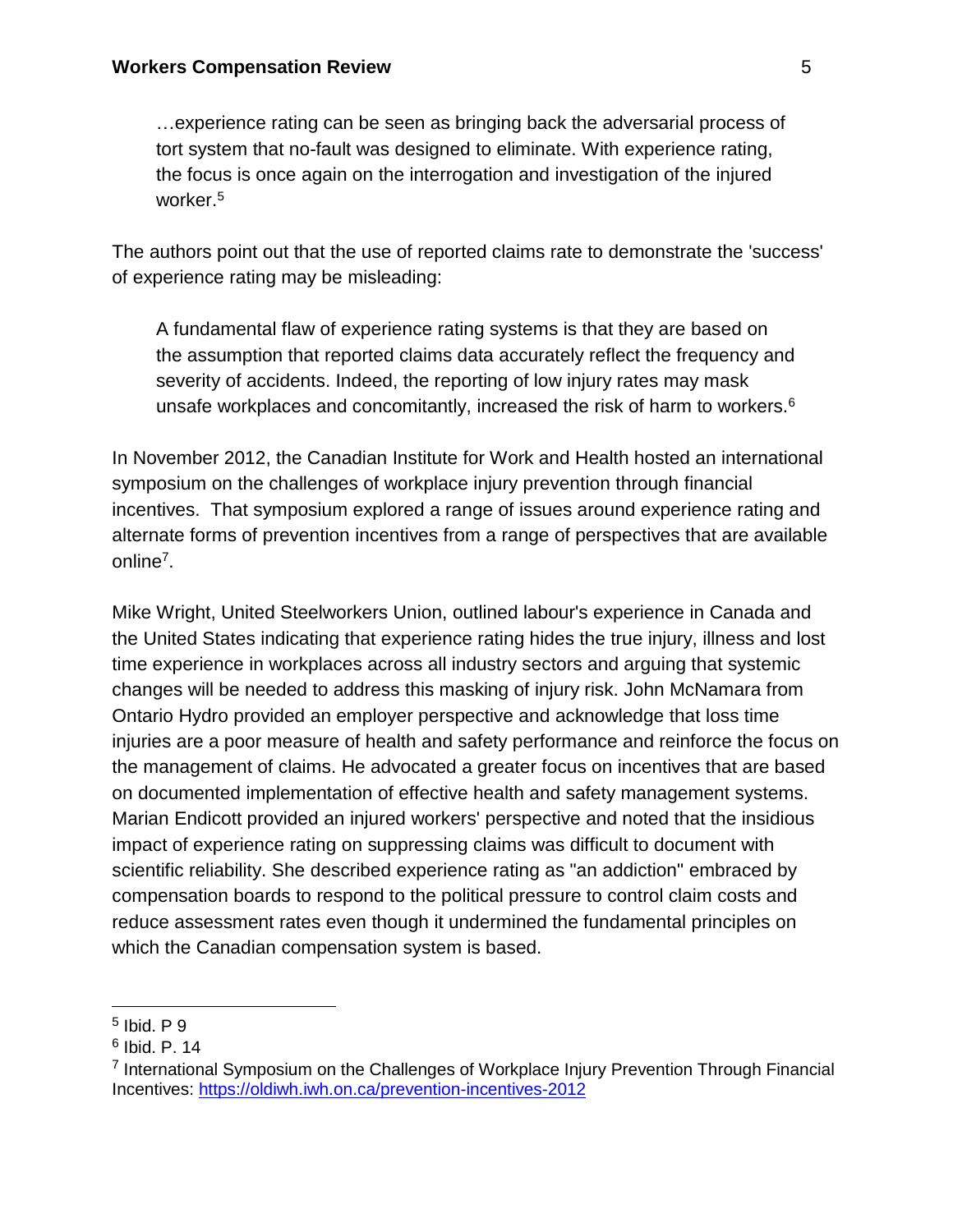> …experience rating can be seen as bringing back the adversarial process of tort system that no-fault was designed to eliminate. With experience rating, the focus is once again on the interrogation and investigation of the injured worker.[5]

The authors point out that the use of reported claims rate to demonstrate the 'success' of experience rating may be misleading:

> A fundamental flaw of experience rating systems is that they are based on the assumption that reported claims data accurately reflect the frequency and severity of accidents. Indeed, the reporting of low injury rates may mask unsafe workplaces and concomitantly, increased the risk of harm to workers.[6]

In November 2012, the Canadian Institute for Work and Health hosted an international symposium on the challenges of workplace injury prevention through financial incentives. That symposium explored a range of issues around experience rating and alternate forms of prevention incentives from a range of perspectives that are available online[7].

Mike Wright, United Steelworkers Union, outlined labour's experience in Canada and the United States indicating that experience rating hides the true injury, illness and lost time experience in workplaces across all industry sectors and arguing that systemic changes will be needed to address this masking of injury risk. John McNamara from Ontario Hydro provided an employer perspective and acknowledge that loss time injuries are a poor measure of health and safety performance and reinforce the focus on the management of claims. He advocated a greater focus on incentives that are based on documented implementation of effective health and safety management systems. Marian Endicott provided an injured workers' perspective and noted that the insidious impact of experience rating on suppressing claims was difficult to document with scientific reliability. She described experience rating as "an addiction" embraced by compensation boards to respond to the political pressure to control claim costs and reduce assessment rates even though it undermined the fundamental principles on which the Canadian compensation system is based.

---

[5] Ibid. P 9

[6] Ibid. P. 14

[7] International Symposium on the Challenges of Workplace Injury Prevention Through Financial Incentives: https://oldiwh.iwh.on.ca/prevention-incentives-2012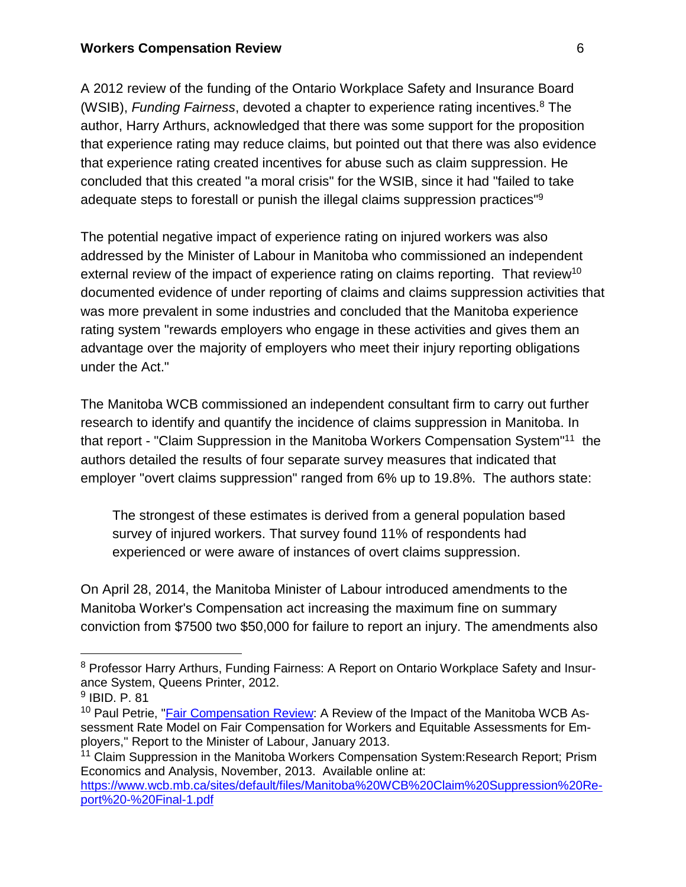A 2012 review of the funding of the Ontario Workplace Safety and Insurance Board (WSIB), *Funding Fairness*, devoted a chapter to experience rating incentives.[8] The author, Harry Arthurs, acknowledged that there was some support for the proposition that experience rating may reduce claims, but pointed out that there was also evidence that experience rating created incentives for abuse such as claim suppression. He concluded that this created "a moral crisis" for the WSIB, since it had "failed to take adequate steps to forestall or punish the illegal claims suppression practices"[9]

The potential negative impact of experience rating on injured workers was also addressed by the Minister of Labour in Manitoba who commissioned an independent external review of the impact of experience rating on claims reporting. That review[10] documented evidence of under reporting of claims and claims suppression activities that was more prevalent in some industries and concluded that the Manitoba experience rating system "rewards employers who engage in these activities and gives them an advantage over the majority of employers who meet their injury reporting obligations under the Act."

The Manitoba WCB commissioned an independent consultant firm to carry out further research to identify and quantify the incidence of claims suppression in Manitoba. In that report - "Claim Suppression in the Manitoba Workers Compensation System"[11] the authors detailed the results of four separate survey measures that indicated that employer "overt claims suppression" ranged from 6% up to 19.8%. The authors state:

> The strongest of these estimates is derived from a general population based survey of injured workers. That survey found 11% of respondents had experienced or were aware of instances of overt claims suppression.

On April 28, 2014, the Manitoba Minister of Labour introduced amendments to the Manitoba Worker's Compensation act increasing the maximum fine on summary conviction from $7500 two $50,000 for failure to report an injury. The amendments also

---

[8] Professor Harry Arthurs, Funding Fairness: A Report on Ontario Workplace Safety and Insurance System, Queens Printer, 2012.

[9] IBID. P. 81

[10] Paul Petrie, "[Fair Compensation Review](): A Review of the Impact of the Manitoba WCB Assessment Rate Model on Fair Compensation for Workers and Equitable Assessments for Employers," Report to the Minister of Labour, January 2013.

[11] Claim Suppression in the Manitoba Workers Compensation System:Research Report; Prism Economics and Analysis, November, 2013. Available online at: [https://www.wcb.mb.ca/sites/default/files/Manitoba%20WCB%20Claim%20Suppression%20Report%20-%20Final-1.pdf](https://www.wcb.mb.ca/sites/default/files/Manitoba%20WCB%20Claim%20Suppression%20Report%20-%20Final-1.pdf)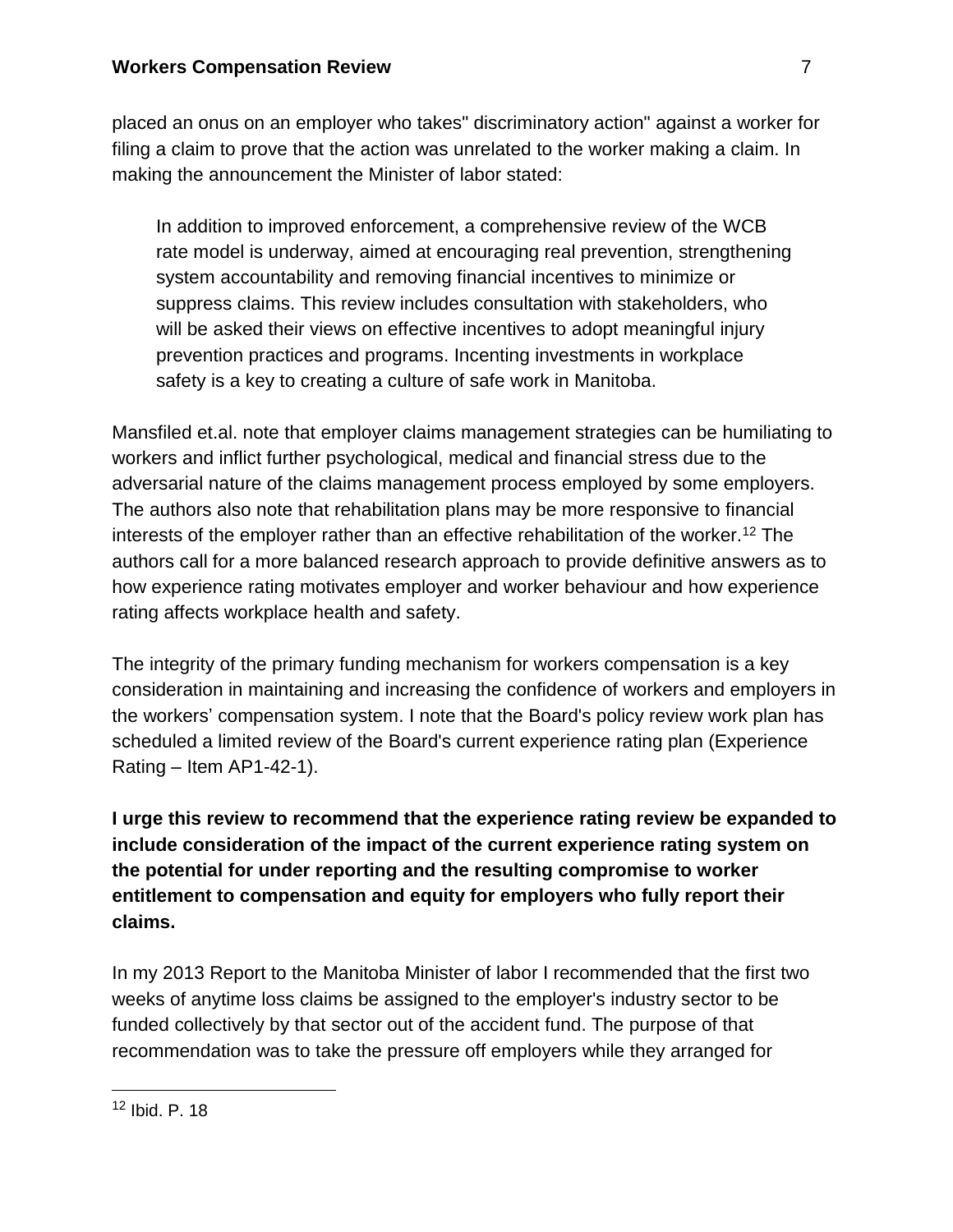placed an onus on an employer who takes" discriminatory action" against a worker for filing a claim to prove that the action was unrelated to the worker making a claim. In making the announcement the Minister of labor stated:

> In addition to improved enforcement, a comprehensive review of the WCB rate model is underway, aimed at encouraging real prevention, strengthening system accountability and removing financial incentives to minimize or suppress claims. This review includes consultation with stakeholders, who will be asked their views on effective incentives to adopt meaningful injury prevention practices and programs. Incenting investments in workplace safety is a key to creating a culture of safe work in Manitoba.

Mansfiled et.al. note that employer claims management strategies can be humiliating to workers and inflict further psychological, medical and financial stress due to the adversarial nature of the claims management process employed by some employers. The authors also note that rehabilitation plans may be more responsive to financial interests of the employer rather than an effective rehabilitation of the worker.[12] The authors call for a more balanced research approach to provide definitive answers as to how experience rating motivates employer and worker behaviour and how experience rating affects workplace health and safety.

The integrity of the primary funding mechanism for workers compensation is a key consideration in maintaining and increasing the confidence of workers and employers in the workers' compensation system. I note that the Board's policy review work plan has scheduled a limited review of the Board's current experience rating plan (Experience Rating – Item AP1-42-1).

**I urge this review to recommend that the experience rating review be expanded to include consideration of the impact of the current experience rating system on the potential for under reporting and the resulting compromise to worker entitlement to compensation and equity for employers who fully report their claims.**

In my 2013 Report to the Manitoba Minister of labor I recommended that the first two weeks of anytime loss claims be assigned to the employer's industry sector to be funded collectively by that sector out of the accident fund. The purpose of that recommendation was to take the pressure off employers while they arranged for

---

[12] Ibid. P. 18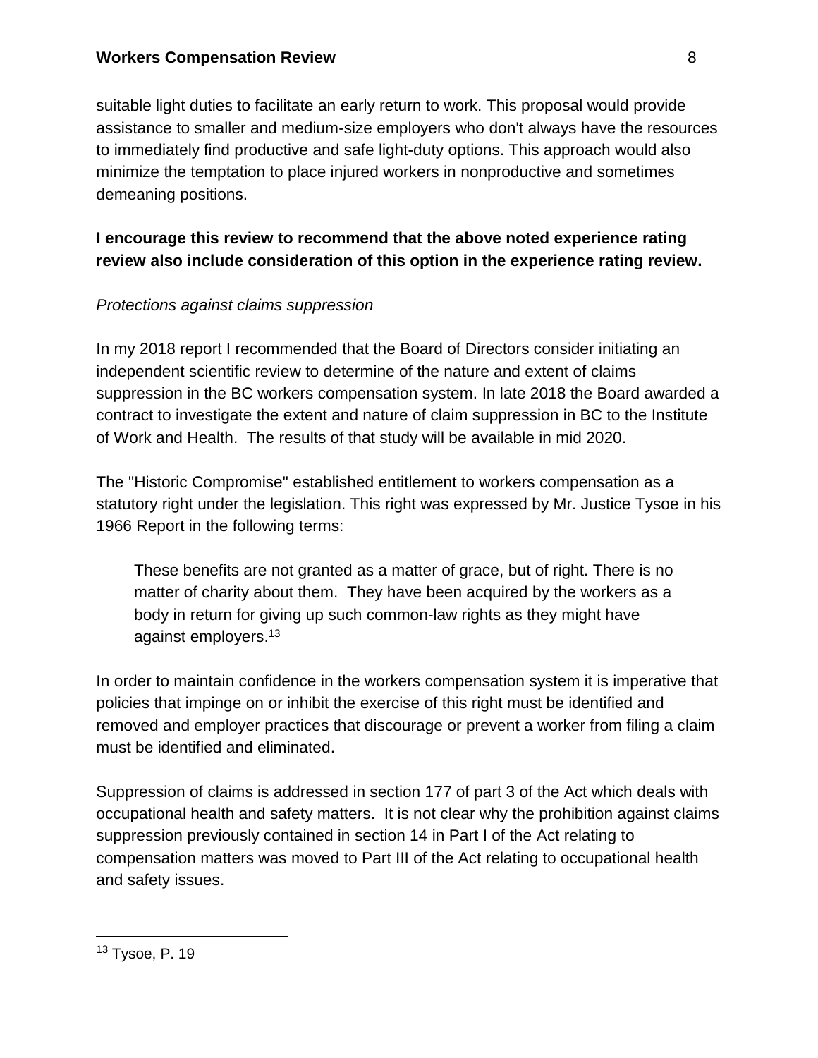suitable light duties to facilitate an early return to work. This proposal would provide assistance to smaller and medium-size employers who don't always have the resources to immediately find productive and safe light-duty options. This approach would also minimize the temptation to place injured workers in nonproductive and sometimes demeaning positions.

**I encourage this review to recommend that the above noted experience rating review also include consideration of this option in the experience rating review.**

*Protections against claims suppression*

In my 2018 report I recommended that the Board of Directors consider initiating an independent scientific review to determine of the nature and extent of claims suppression in the BC workers compensation system. In late 2018 the Board awarded a contract to investigate the extent and nature of claim suppression in BC to the Institute of Work and Health. The results of that study will be available in mid 2020.

The "Historic Compromise" established entitlement to workers compensation as a statutory right under the legislation. This right was expressed by Mr. Justice Tysoe in his 1966 Report in the following terms:

> These benefits are not granted as a matter of grace, but of right. There is no matter of charity about them. They have been acquired by the workers as a body in return for giving up such common-law rights as they might have against employers.[13]

In order to maintain confidence in the workers compensation system it is imperative that policies that impinge on or inhibit the exercise of this right must be identified and removed and employer practices that discourage or prevent a worker from filing a claim must be identified and eliminated.

Suppression of claims is addressed in section 177 of part 3 of the Act which deals with occupational health and safety matters. It is not clear why the prohibition against claims suppression previously contained in section 14 in Part I of the Act relating to compensation matters was moved to Part III of the Act relating to occupational health and safety issues.

[13] Tysoe, P. 19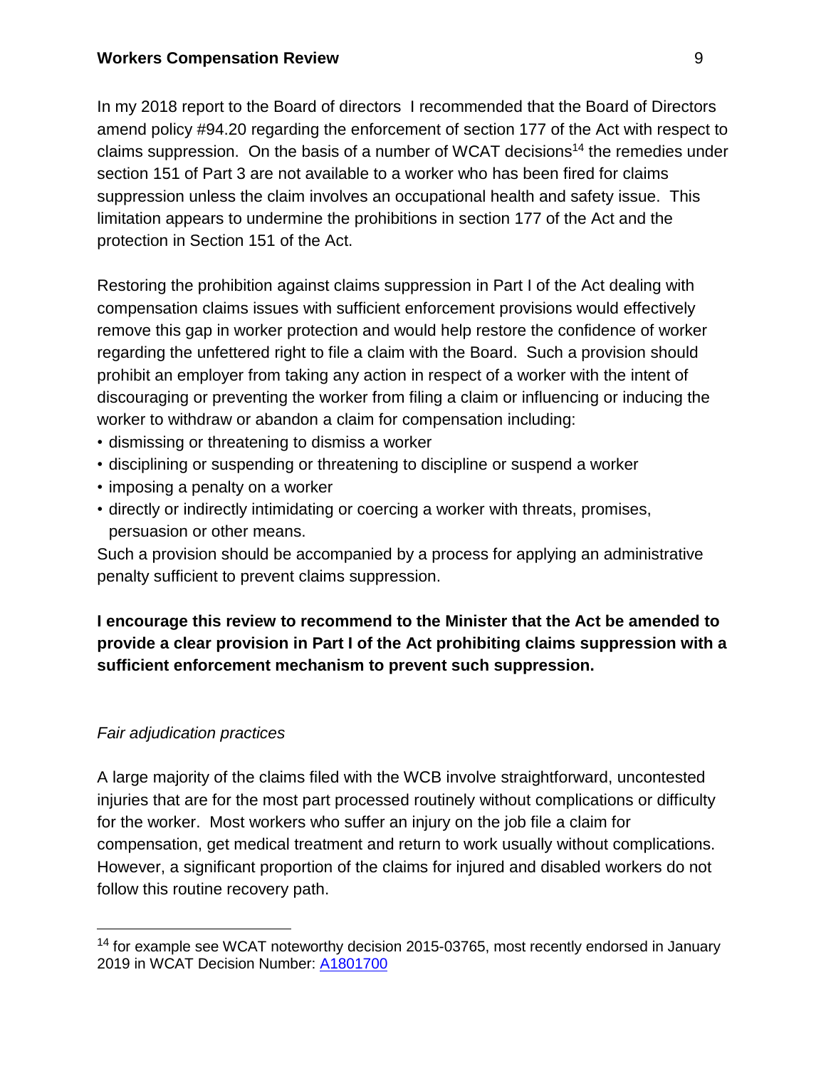In my 2018 report to the Board of directors I recommended that the Board of Directors amend policy #94.20 regarding the enforcement of section 177 of the Act with respect to claims suppression. On the basis of a number of WCAT decisions[14] the remedies under section 151 of Part 3 are not available to a worker who has been fired for claims suppression unless the claim involves an occupational health and safety issue. This limitation appears to undermine the prohibitions in section 177 of the Act and the protection in Section 151 of the Act.

Restoring the prohibition against claims suppression in Part I of the Act dealing with compensation claims issues with sufficient enforcement provisions would effectively remove this gap in worker protection and would help restore the confidence of worker regarding the unfettered right to file a claim with the Board. Such a provision should prohibit an employer from taking any action in respect of a worker with the intent of discouraging or preventing the worker from filing a claim or influencing or inducing the worker to withdraw or abandon a claim for compensation including:

- dismissing or threatening to dismiss a worker
- disciplining or suspending or threatening to discipline or suspend a worker
- imposing a penalty on a worker
- directly or indirectly intimidating or coercing a worker with threats, promises, persuasion or other means.

Such a provision should be accompanied by a process for applying an administrative penalty sufficient to prevent claims suppression.

**I encourage this review to recommend to the Minister that the Act be amended to provide a clear provision in Part I of the Act prohibiting claims suppression with a sufficient enforcement mechanism to prevent such suppression.**

*Fair adjudication practices*

A large majority of the claims filed with the WCB involve straightforward, uncontested injuries that are for the most part processed routinely without complications or difficulty for the worker. Most workers who suffer an injury on the job file a claim for compensation, get medical treatment and return to work usually without complications. However, a significant proportion of the claims for injured and disabled workers do not follow this routine recovery path.

[14] for example see WCAT noteworthy decision 2015-03765, most recently endorsed in January 2019 in WCAT Decision Number: A1801700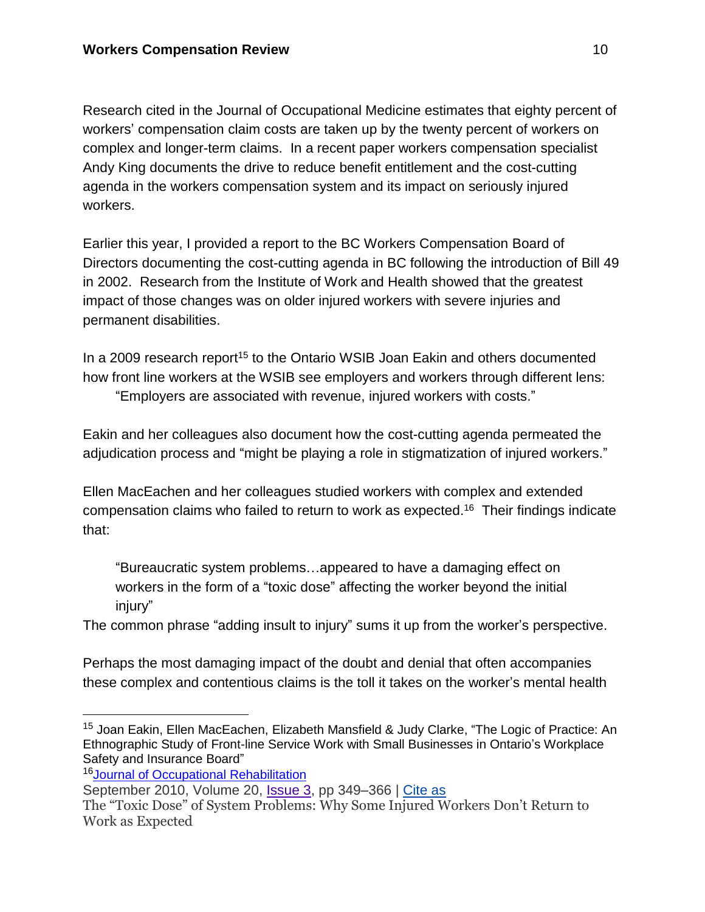Research cited in the Journal of Occupational Medicine estimates that eighty percent of workers' compensation claim costs are taken up by the twenty percent of workers on complex and longer-term claims. In a recent paper workers compensation specialist Andy King documents the drive to reduce benefit entitlement and the cost-cutting agenda in the workers compensation system and its impact on seriously injured workers.

Earlier this year, I provided a report to the BC Workers Compensation Board of Directors documenting the cost-cutting agenda in BC following the introduction of Bill 49 in 2002. Research from the Institute of Work and Health showed that the greatest impact of those changes was on older injured workers with severe injuries and permanent disabilities.

In a 2009 research report[15] to the Ontario WSIB Joan Eakin and others documented how front line workers at the WSIB see employers and workers through different lens:

> "Employers are associated with revenue, injured workers with costs."

Eakin and her colleagues also document how the cost-cutting agenda permeated the adjudication process and "might be playing a role in stigmatization of injured workers."

Ellen MacEachen and her colleagues studied workers with complex and extended compensation claims who failed to return to work as expected.[16] Their findings indicate that:

> "Bureaucratic system problems…appeared to have a damaging effect on workers in the form of a "toxic dose" affecting the worker beyond the initial injury"

The common phrase "adding insult to injury" sums it up from the worker's perspective.

Perhaps the most damaging impact of the doubt and denial that often accompanies these complex and contentious claims is the toll it takes on the worker's mental health

---

[15] Joan Eakin, Ellen MacEachen, Elizabeth Mansfield & Judy Clarke, "The Logic of Practice: An Ethnographic Study of Front-line Service Work with Small Businesses in Ontario's Workplace Safety and Insurance Board"

[16] Journal of Occupational Rehabilitation
September 2010, Volume 20, Issue 3, pp 349–366 | Cite as
The "Toxic Dose" of System Problems: Why Some Injured Workers Don't Return to Work as Expected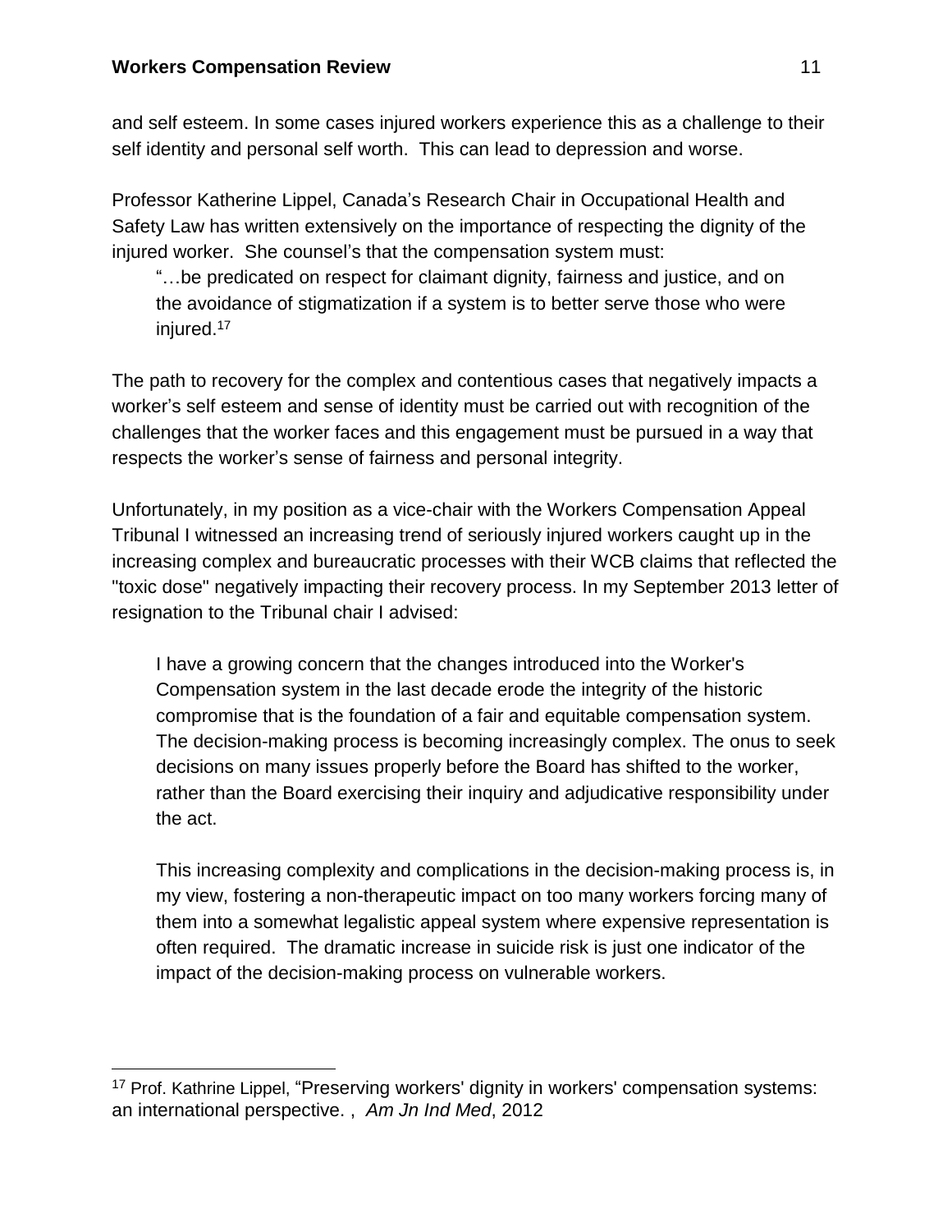and self esteem. In some cases injured workers experience this as a challenge to their self identity and personal self worth. This can lead to depression and worse.

Professor Katherine Lippel, Canada's Research Chair in Occupational Health and Safety Law has written extensively on the importance of respecting the dignity of the injured worker. She counsel's that the compensation system must:

> "…be predicated on respect for claimant dignity, fairness and justice, and on the avoidance of stigmatization if a system is to better serve those who were injured.[17]

The path to recovery for the complex and contentious cases that negatively impacts a worker's self esteem and sense of identity must be carried out with recognition of the challenges that the worker faces and this engagement must be pursued in a way that respects the worker's sense of fairness and personal integrity.

Unfortunately, in my position as a vice-chair with the Workers Compensation Appeal Tribunal I witnessed an increasing trend of seriously injured workers caught up in the increasing complex and bureaucratic processes with their WCB claims that reflected the "toxic dose" negatively impacting their recovery process. In my September 2013 letter of resignation to the Tribunal chair I advised:

> I have a growing concern that the changes introduced into the Worker's Compensation system in the last decade erode the integrity of the historic compromise that is the foundation of a fair and equitable compensation system. The decision-making process is becoming increasingly complex. The onus to seek decisions on many issues properly before the Board has shifted to the worker, rather than the Board exercising their inquiry and adjudicative responsibility under the act.
>
> This increasing complexity and complications in the decision-making process is, in my view, fostering a non-therapeutic impact on too many workers forcing many of them into a somewhat legalistic appeal system where expensive representation is often required. The dramatic increase in suicide risk is just one indicator of the impact of the decision-making process on vulnerable workers.

---

[17] Prof. Kathrine Lippel, "Preserving workers' dignity in workers' compensation systems: an international perspective. , *Am Jn Ind Med*, 2012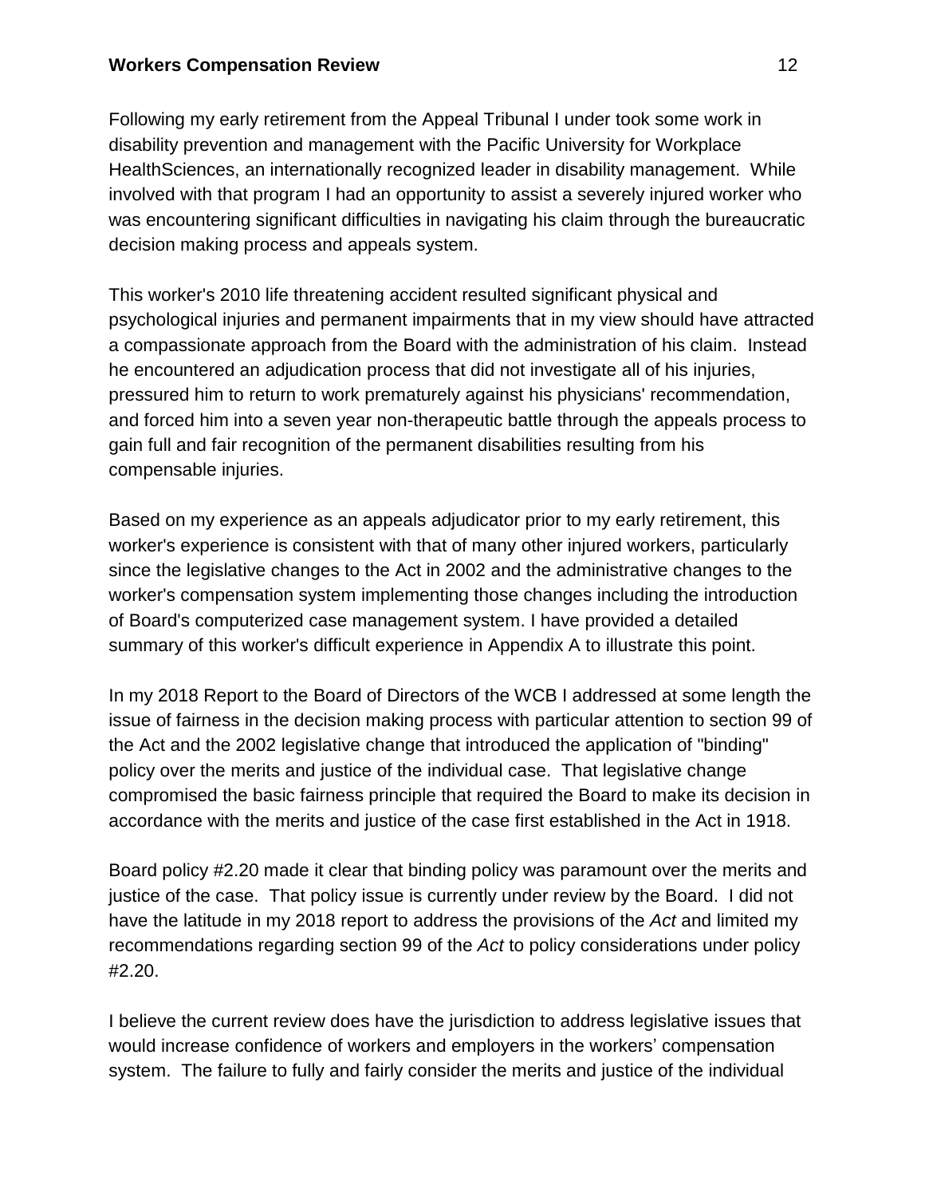Following my early retirement from the Appeal Tribunal I under took some work in disability prevention and management with the Pacific University for Workplace HealthSciences, an internationally recognized leader in disability management. While involved with that program I had an opportunity to assist a severely injured worker who was encountering significant difficulties in navigating his claim through the bureaucratic decision making process and appeals system.

This worker's 2010 life threatening accident resulted significant physical and psychological injuries and permanent impairments that in my view should have attracted a compassionate approach from the Board with the administration of his claim. Instead he encountered an adjudication process that did not investigate all of his injuries, pressured him to return to work prematurely against his physicians' recommendation, and forced him into a seven year non-therapeutic battle through the appeals process to gain full and fair recognition of the permanent disabilities resulting from his compensable injuries.

Based on my experience as an appeals adjudicator prior to my early retirement, this worker's experience is consistent with that of many other injured workers, particularly since the legislative changes to the Act in 2002 and the administrative changes to the worker's compensation system implementing those changes including the introduction of Board's computerized case management system. I have provided a detailed summary of this worker's difficult experience in Appendix A to illustrate this point.

In my 2018 Report to the Board of Directors of the WCB I addressed at some length the issue of fairness in the decision making process with particular attention to section 99 of the Act and the 2002 legislative change that introduced the application of "binding" policy over the merits and justice of the individual case. That legislative change compromised the basic fairness principle that required the Board to make its decision in accordance with the merits and justice of the case first established in the Act in 1918.

Board policy #2.20 made it clear that binding policy was paramount over the merits and justice of the case. That policy issue is currently under review by the Board. I did not have the latitude in my 2018 report to address the provisions of the *Act* and limited my recommendations regarding section 99 of the *Act* to policy considerations under policy #2.20.

I believe the current review does have the jurisdiction to address legislative issues that would increase confidence of workers and employers in the workers' compensation system. The failure to fully and fairly consider the merits and justice of the individual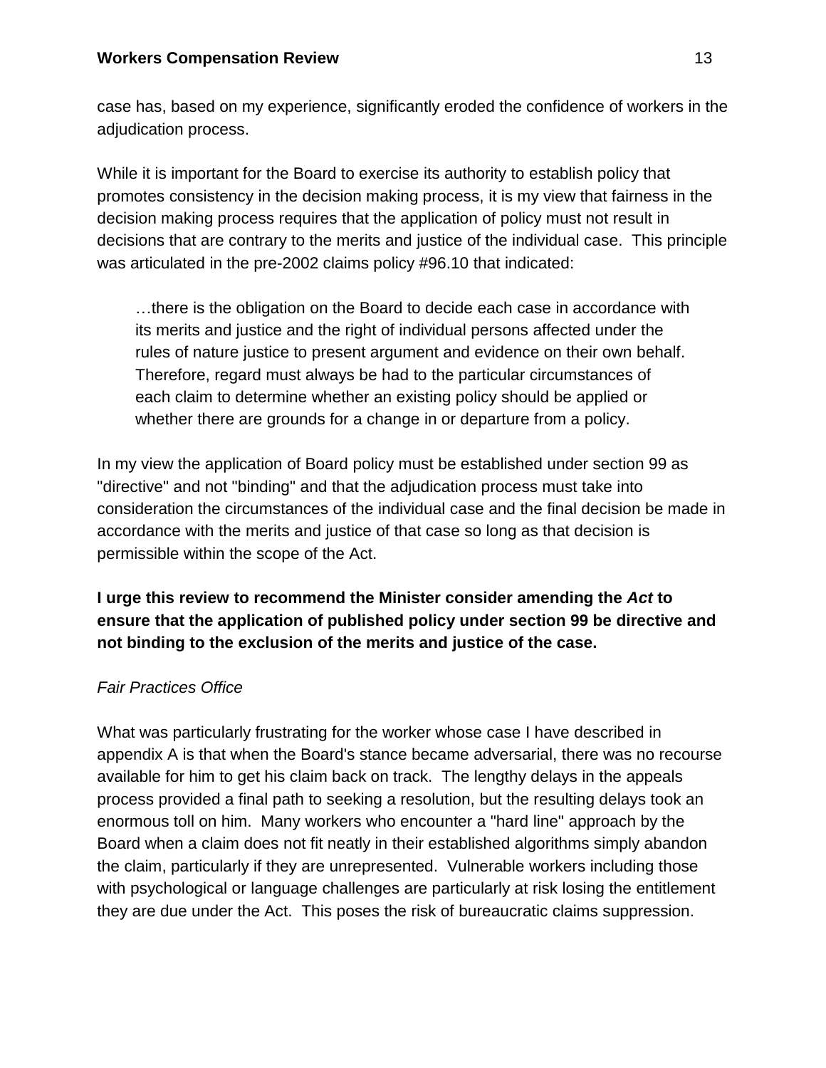case has, based on my experience, significantly eroded the confidence of workers in the adjudication process.

While it is important for the Board to exercise its authority to establish policy that promotes consistency in the decision making process, it is my view that fairness in the decision making process requires that the application of policy must not result in decisions that are contrary to the merits and justice of the individual case. This principle was articulated in the pre-2002 claims policy #96.10 that indicated:

> …there is the obligation on the Board to decide each case in accordance with its merits and justice and the right of individual persons affected under the rules of nature justice to present argument and evidence on their own behalf. Therefore, regard must always be had to the particular circumstances of each claim to determine whether an existing policy should be applied or whether there are grounds for a change in or departure from a policy.

In my view the application of Board policy must be established under section 99 as "directive" and not "binding" and that the adjudication process must take into consideration the circumstances of the individual case and the final decision be made in accordance with the merits and justice of that case so long as that decision is permissible within the scope of the Act.

**I urge this review to recommend the Minister consider amending the *Act* to ensure that the application of published policy under section 99 be directive and not binding to the exclusion of the merits and justice of the case.**

*Fair Practices Office*

What was particularly frustrating for the worker whose case I have described in appendix A is that when the Board's stance became adversarial, there was no recourse available for him to get his claim back on track. The lengthy delays in the appeals process provided a final path to seeking a resolution, but the resulting delays took an enormous toll on him. Many workers who encounter a "hard line" approach by the Board when a claim does not fit neatly in their established algorithms simply abandon the claim, particularly if they are unrepresented. Vulnerable workers including those with psychological or language challenges are particularly at risk losing the entitlement they are due under the Act. This poses the risk of bureaucratic claims suppression.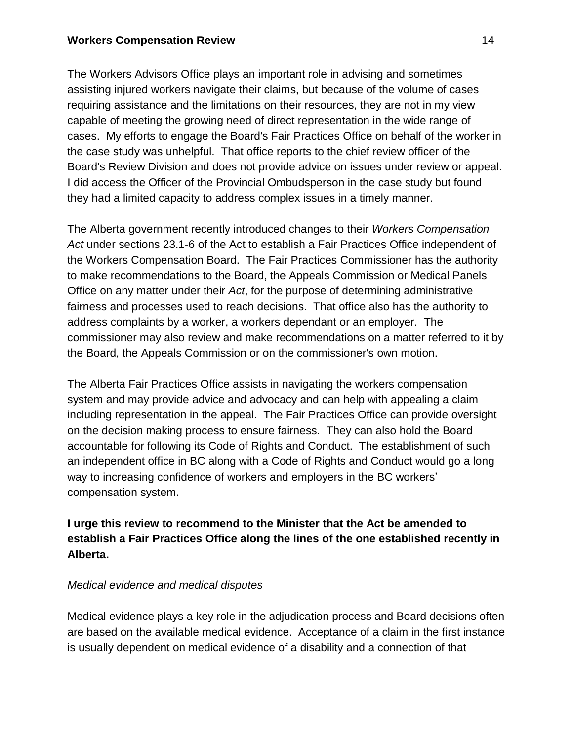The Workers Advisors Office plays an important role in advising and sometimes assisting injured workers navigate their claims, but because of the volume of cases requiring assistance and the limitations on their resources, they are not in my view capable of meeting the growing need of direct representation in the wide range of cases. My efforts to engage the Board's Fair Practices Office on behalf of the worker in the case study was unhelpful. That office reports to the chief review officer of the Board's Review Division and does not provide advice on issues under review or appeal. I did access the Officer of the Provincial Ombudsperson in the case study but found they had a limited capacity to address complex issues in a timely manner.

The Alberta government recently introduced changes to their *Workers Compensation Act* under sections 23.1-6 of the Act to establish a Fair Practices Office independent of the Workers Compensation Board. The Fair Practices Commissioner has the authority to make recommendations to the Board, the Appeals Commission or Medical Panels Office on any matter under their *Act*, for the purpose of determining administrative fairness and processes used to reach decisions. That office also has the authority to address complaints by a worker, a workers dependant or an employer. The commissioner may also review and make recommendations on a matter referred to it by the Board, the Appeals Commission or on the commissioner's own motion.

The Alberta Fair Practices Office assists in navigating the workers compensation system and may provide advice and advocacy and can help with appealing a claim including representation in the appeal. The Fair Practices Office can provide oversight on the decision making process to ensure fairness. They can also hold the Board accountable for following its Code of Rights and Conduct. The establishment of such an independent office in BC along with a Code of Rights and Conduct would go a long way to increasing confidence of workers and employers in the BC workers' compensation system.

**I urge this review to recommend to the Minister that the Act be amended to establish a Fair Practices Office along the lines of the one established recently in Alberta.**

*Medical evidence and medical disputes*

Medical evidence plays a key role in the adjudication process and Board decisions often are based on the available medical evidence. Acceptance of a claim in the first instance is usually dependent on medical evidence of a disability and a connection of that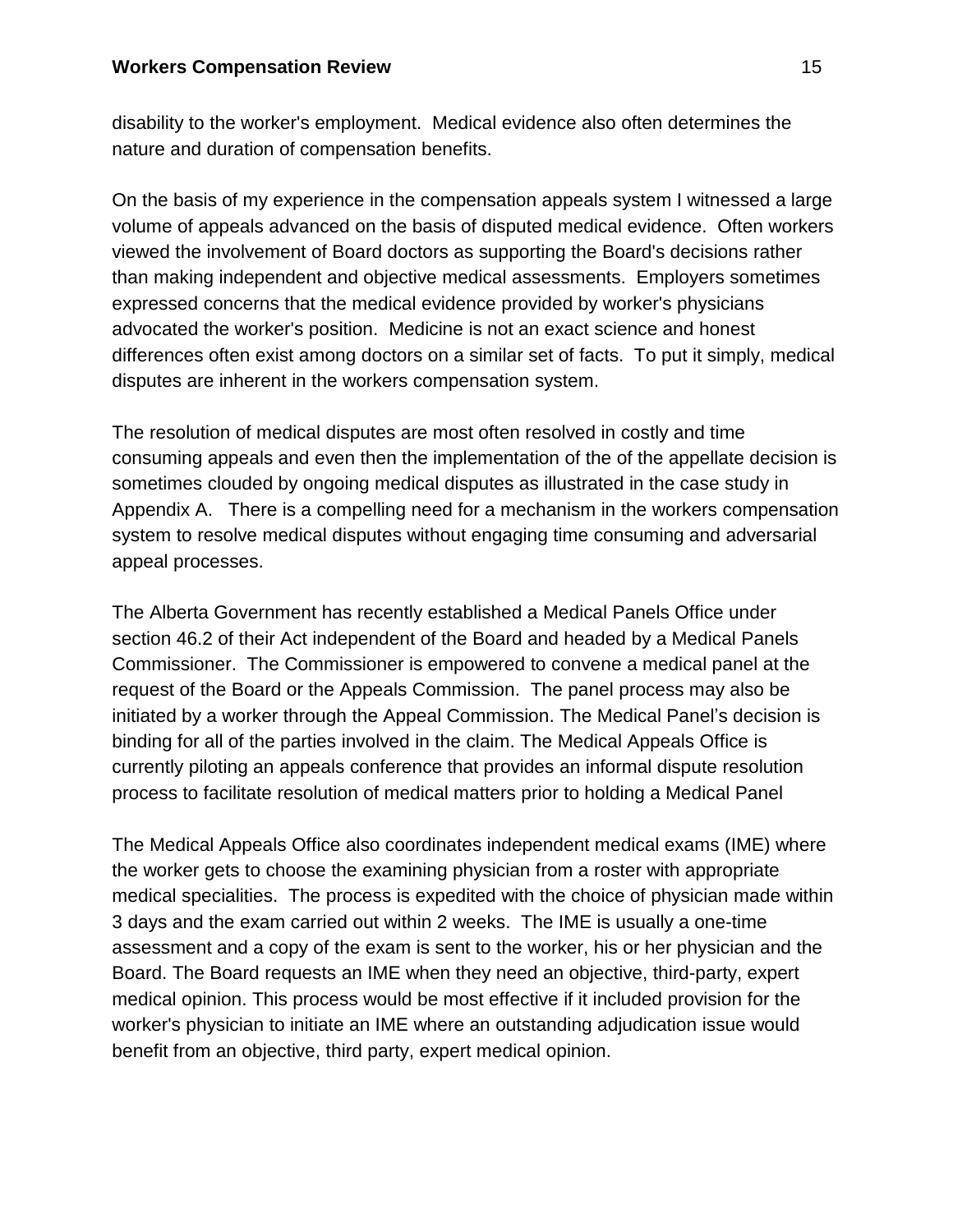disability to the worker's employment. Medical evidence also often determines the nature and duration of compensation benefits.

On the basis of my experience in the compensation appeals system I witnessed a large volume of appeals advanced on the basis of disputed medical evidence. Often workers viewed the involvement of Board doctors as supporting the Board's decisions rather than making independent and objective medical assessments. Employers sometimes expressed concerns that the medical evidence provided by worker's physicians advocated the worker's position. Medicine is not an exact science and honest differences often exist among doctors on a similar set of facts. To put it simply, medical disputes are inherent in the workers compensation system.

The resolution of medical disputes are most often resolved in costly and time consuming appeals and even then the implementation of the of the appellate decision is sometimes clouded by ongoing medical disputes as illustrated in the case study in Appendix A. There is a compelling need for a mechanism in the workers compensation system to resolve medical disputes without engaging time consuming and adversarial appeal processes.

The Alberta Government has recently established a Medical Panels Office under section 46.2 of their Act independent of the Board and headed by a Medical Panels Commissioner. The Commissioner is empowered to convene a medical panel at the request of the Board or the Appeals Commission. The panel process may also be initiated by a worker through the Appeal Commission. The Medical Panel's decision is binding for all of the parties involved in the claim. The Medical Appeals Office is currently piloting an appeals conference that provides an informal dispute resolution process to facilitate resolution of medical matters prior to holding a Medical Panel

The Medical Appeals Office also coordinates independent medical exams (IME) where the worker gets to choose the examining physician from a roster with appropriate medical specialities. The process is expedited with the choice of physician made within 3 days and the exam carried out within 2 weeks. The IME is usually a one-time assessment and a copy of the exam is sent to the worker, his or her physician and the Board. The Board requests an IME when they need an objective, third-party, expert medical opinion. This process would be most effective if it included provision for the worker's physician to initiate an IME where an outstanding adjudication issue would benefit from an objective, third party, expert medical opinion.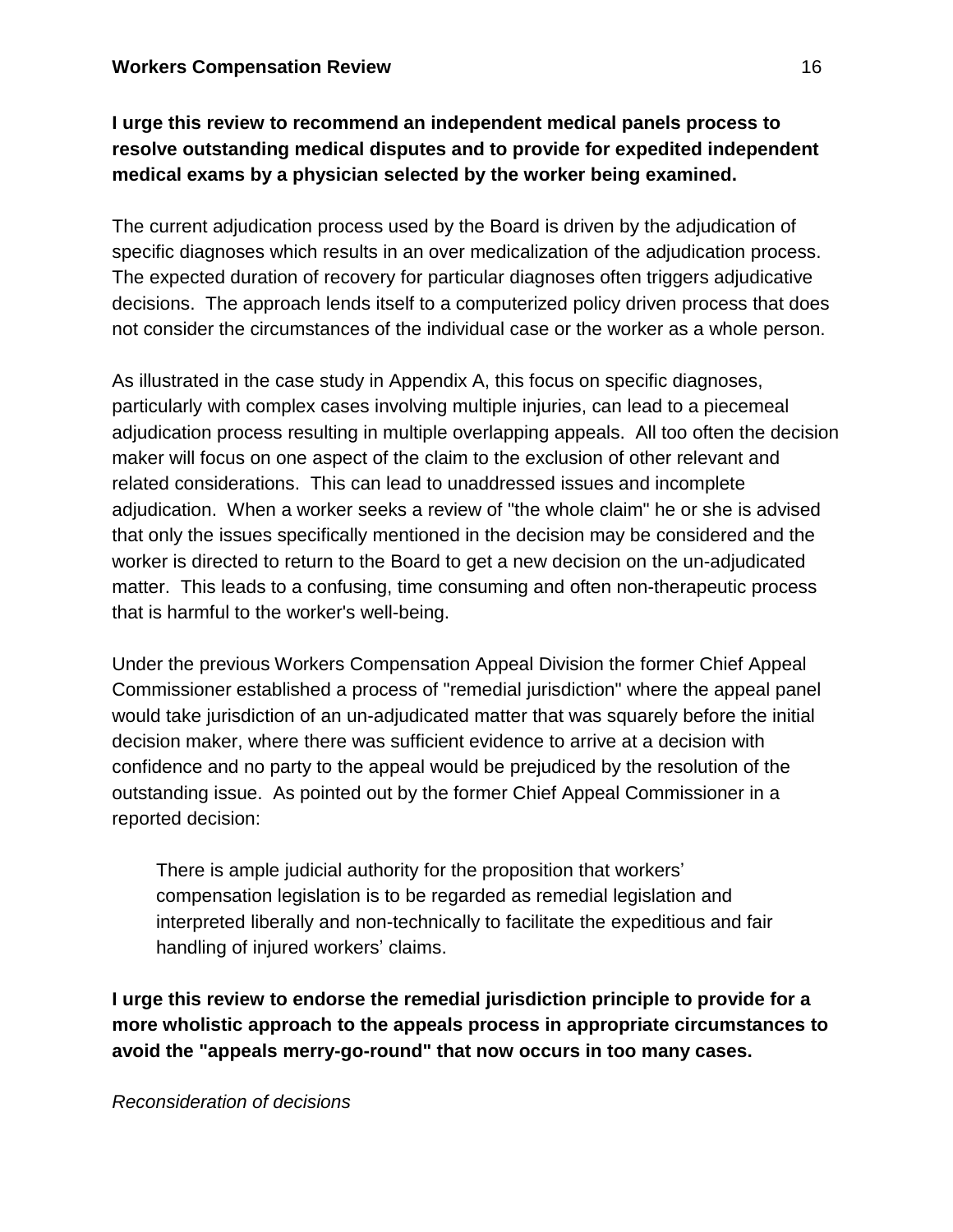**I urge this review to recommend an independent medical panels process to resolve outstanding medical disputes and to provide for expedited independent medical exams by a physician selected by the worker being examined.**

The current adjudication process used by the Board is driven by the adjudication of specific diagnoses which results in an over medicalization of the adjudication process. The expected duration of recovery for particular diagnoses often triggers adjudicative decisions. The approach lends itself to a computerized policy driven process that does not consider the circumstances of the individual case or the worker as a whole person.

As illustrated in the case study in Appendix A, this focus on specific diagnoses, particularly with complex cases involving multiple injuries, can lead to a piecemeal adjudication process resulting in multiple overlapping appeals. All too often the decision maker will focus on one aspect of the claim to the exclusion of other relevant and related considerations. This can lead to unaddressed issues and incomplete adjudication. When a worker seeks a review of "the whole claim" he or she is advised that only the issues specifically mentioned in the decision may be considered and the worker is directed to return to the Board to get a new decision on the un-adjudicated matter. This leads to a confusing, time consuming and often non-therapeutic process that is harmful to the worker's well-being.

Under the previous Workers Compensation Appeal Division the former Chief Appeal Commissioner established a process of "remedial jurisdiction" where the appeal panel would take jurisdiction of an un-adjudicated matter that was squarely before the initial decision maker, where there was sufficient evidence to arrive at a decision with confidence and no party to the appeal would be prejudiced by the resolution of the outstanding issue. As pointed out by the former Chief Appeal Commissioner in a reported decision:

> There is ample judicial authority for the proposition that workers' compensation legislation is to be regarded as remedial legislation and interpreted liberally and non-technically to facilitate the expeditious and fair handling of injured workers' claims.

**I urge this review to endorse the remedial jurisdiction principle to provide for a more wholistic approach to the appeals process in appropriate circumstances to avoid the "appeals merry-go-round" that now occurs in too many cases.**

*Reconsideration of decisions*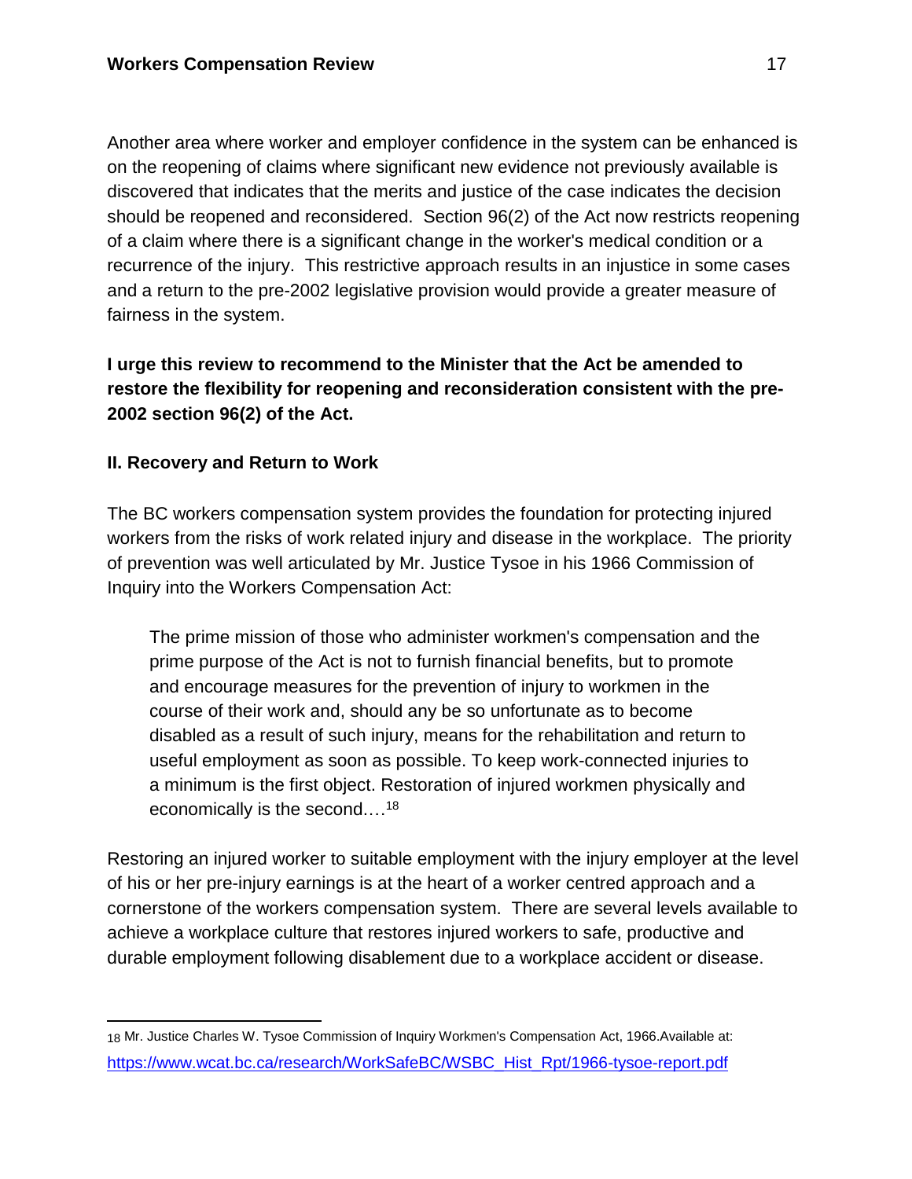Another area where worker and employer confidence in the system can be enhanced is on the reopening of claims where significant new evidence not previously available is discovered that indicates that the merits and justice of the case indicates the decision should be reopened and reconsidered. Section 96(2) of the Act now restricts reopening of a claim where there is a significant change in the worker's medical condition or a recurrence of the injury. This restrictive approach results in an injustice in some cases and a return to the pre-2002 legislative provision would provide a greater measure of fairness in the system.

**I urge this review to recommend to the Minister that the Act be amended to restore the flexibility for reopening and reconsideration consistent with the pre-2002 section 96(2) of the Act.**

## II. Recovery and Return to Work

The BC workers compensation system provides the foundation for protecting injured workers from the risks of work related injury and disease in the workplace. The priority of prevention was well articulated by Mr. Justice Tysoe in his 1966 Commission of Inquiry into the Workers Compensation Act:

> The prime mission of those who administer workmen's compensation and the prime purpose of the Act is not to furnish financial benefits, but to promote and encourage measures for the prevention of injury to workmen in the course of their work and, should any be so unfortunate as to become disabled as a result of such injury, means for the rehabilitation and return to useful employment as soon as possible. To keep work-connected injuries to a minimum is the first object. Restoration of injured workmen physically and economically is the second.…[18]

Restoring an injured worker to suitable employment with the injury employer at the level of his or her pre-injury earnings is at the heart of a worker centred approach and a cornerstone of the workers compensation system. There are several levels available to achieve a workplace culture that restores injured workers to safe, productive and durable employment following disablement due to a workplace accident or disease.

---

18 Mr. Justice Charles W. Tysoe Commission of Inquiry Workmen's Compensation Act, 1966.Available at: https://www.wcat.bc.ca/research/WorkSafeBC/WSBC_Hist_Rpt/1966-tysoe-report.pdf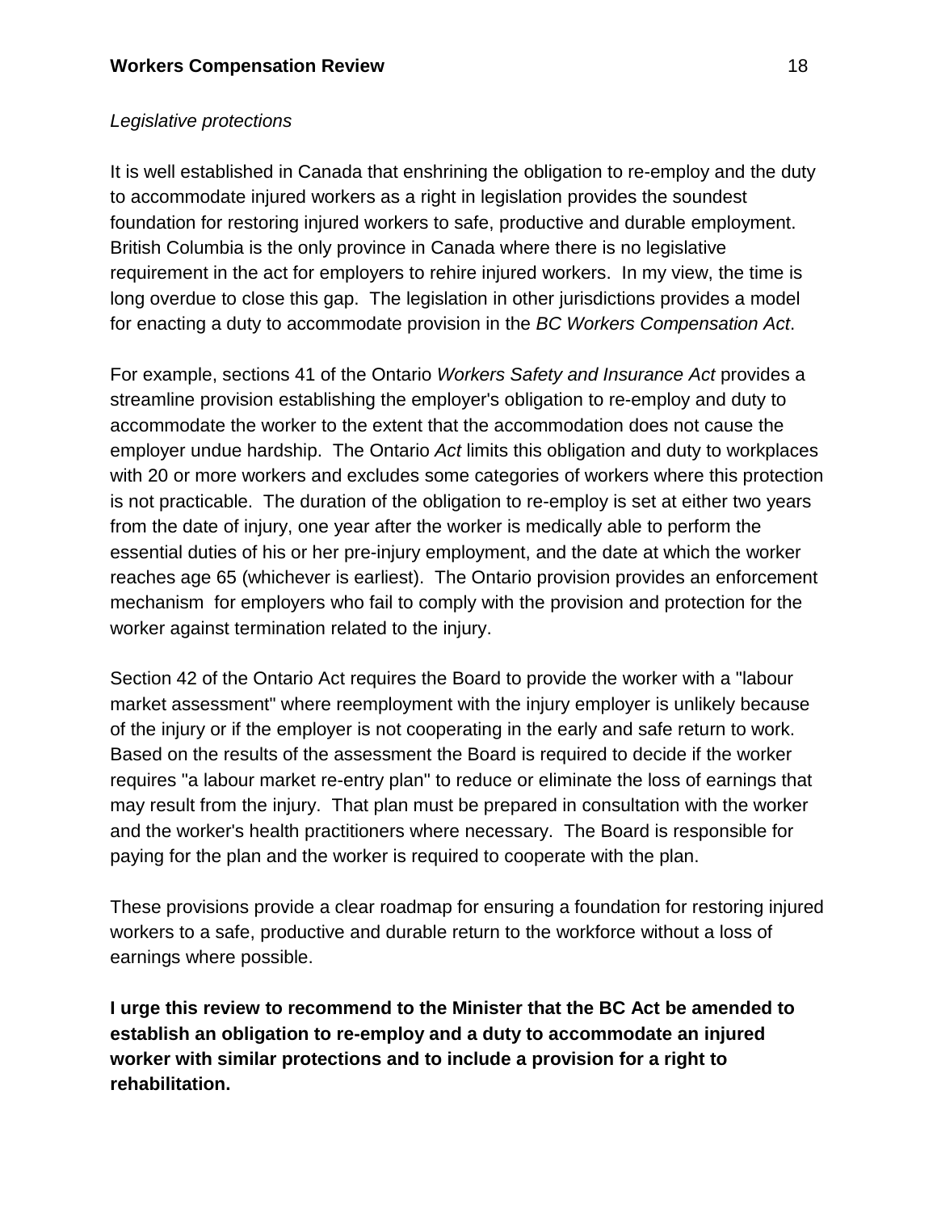*Legislative protections*

It is well established in Canada that enshrining the obligation to re-employ and the duty to accommodate injured workers as a right in legislation provides the soundest foundation for restoring injured workers to safe, productive and durable employment. British Columbia is the only province in Canada where there is no legislative requirement in the act for employers to rehire injured workers. In my view, the time is long overdue to close this gap. The legislation in other jurisdictions provides a model for enacting a duty to accommodate provision in the *BC Workers Compensation Act*.

For example, sections 41 of the Ontario *Workers Safety and Insurance Act* provides a streamline provision establishing the employer's obligation to re-employ and duty to accommodate the worker to the extent that the accommodation does not cause the employer undue hardship. The Ontario *Act* limits this obligation and duty to workplaces with 20 or more workers and excludes some categories of workers where this protection is not practicable. The duration of the obligation to re-employ is set at either two years from the date of injury, one year after the worker is medically able to perform the essential duties of his or her pre-injury employment, and the date at which the worker reaches age 65 (whichever is earliest). The Ontario provision provides an enforcement mechanism for employers who fail to comply with the provision and protection for the worker against termination related to the injury.

Section 42 of the Ontario Act requires the Board to provide the worker with a "labour market assessment" where reemployment with the injury employer is unlikely because of the injury or if the employer is not cooperating in the early and safe return to work. Based on the results of the assessment the Board is required to decide if the worker requires "a labour market re-entry plan" to reduce or eliminate the loss of earnings that may result from the injury. That plan must be prepared in consultation with the worker and the worker's health practitioners where necessary. The Board is responsible for paying for the plan and the worker is required to cooperate with the plan.

These provisions provide a clear roadmap for ensuring a foundation for restoring injured workers to a safe, productive and durable return to the workforce without a loss of earnings where possible.

**I urge this review to recommend to the Minister that the BC Act be amended to establish an obligation to re-employ and a duty to accommodate an injured worker with similar protections and to include a provision for a right to rehabilitation.**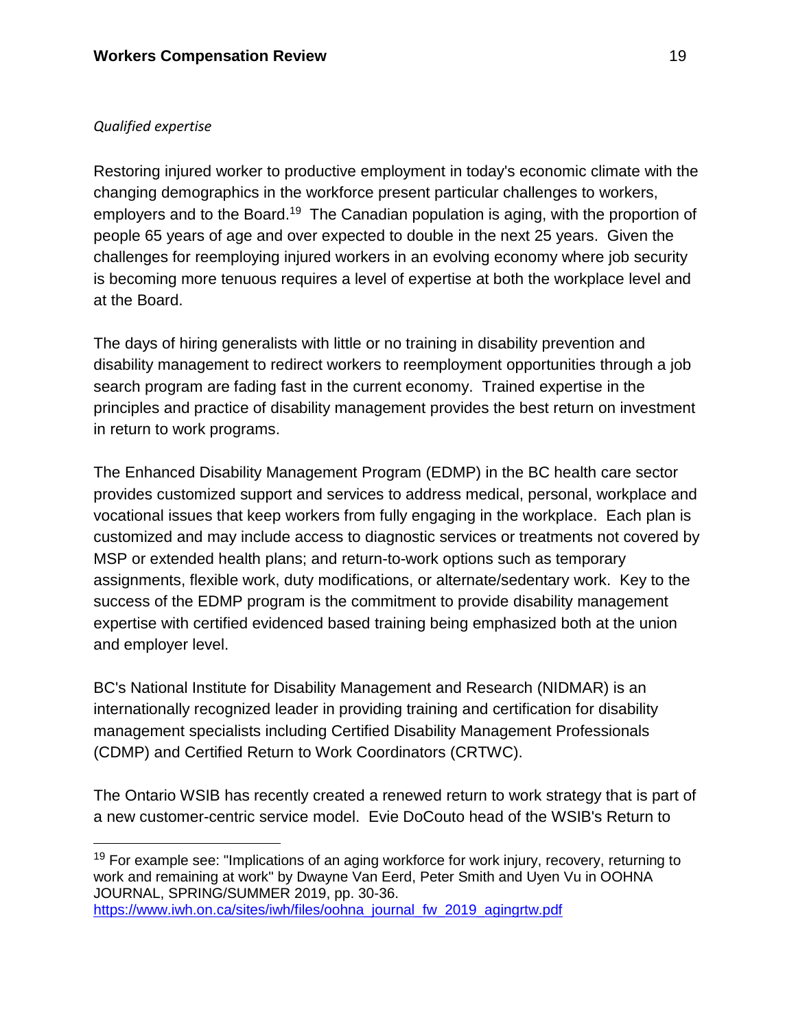*Qualified expertise*

Restoring injured worker to productive employment in today's economic climate with the changing demographics in the workforce present particular challenges to workers, employers and to the Board.[19] The Canadian population is aging, with the proportion of people 65 years of age and over expected to double in the next 25 years. Given the challenges for reemploying injured workers in an evolving economy where job security is becoming more tenuous requires a level of expertise at both the workplace level and at the Board.

The days of hiring generalists with little or no training in disability prevention and disability management to redirect workers to reemployment opportunities through a job search program are fading fast in the current economy. Trained expertise in the principles and practice of disability management provides the best return on investment in return to work programs.

The Enhanced Disability Management Program (EDMP) in the BC health care sector provides customized support and services to address medical, personal, workplace and vocational issues that keep workers from fully engaging in the workplace. Each plan is customized and may include access to diagnostic services or treatments not covered by MSP or extended health plans; and return-to-work options such as temporary assignments, flexible work, duty modifications, or alternate/sedentary work. Key to the success of the EDMP program is the commitment to provide disability management expertise with certified evidenced based training being emphasized both at the union and employer level.

BC's National Institute for Disability Management and Research (NIDMAR) is an internationally recognized leader in providing training and certification for disability management specialists including Certified Disability Management Professionals (CDMP) and Certified Return to Work Coordinators (CRTWC).

The Ontario WSIB has recently created a renewed return to work strategy that is part of a new customer-centric service model. Evie DoCouto head of the WSIB's Return to

---

[19] For example see: "Implications of an aging workforce for work injury, recovery, returning to work and remaining at work" by Dwayne Van Eerd, Peter Smith and Uyen Vu in OOHNA JOURNAL, SPRING/SUMMER 2019, pp. 30-36. https://www.iwh.on.ca/sites/iwh/files/oohna_journal_fw_2019_agingrtw.pdf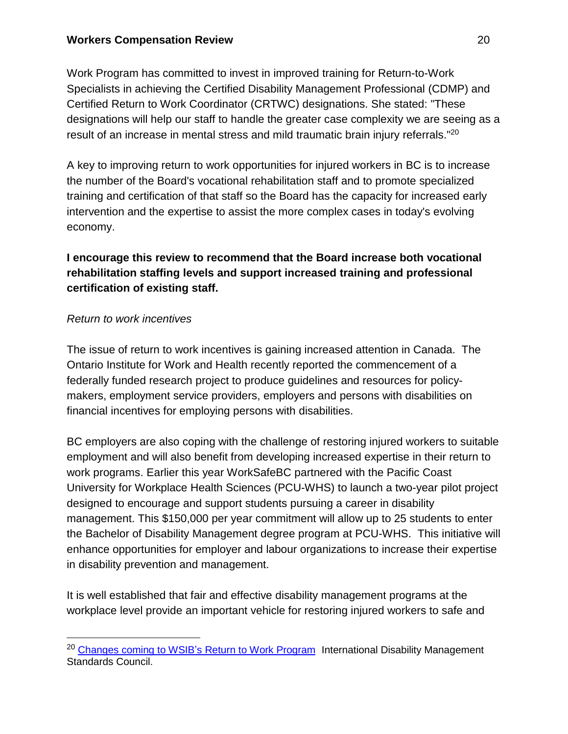Work Program has committed to invest in improved training for Return-to-Work Specialists in achieving the Certified Disability Management Professional (CDMP) and Certified Return to Work Coordinator (CRTWC) designations. She stated: "These designations will help our staff to handle the greater case complexity we are seeing as a result of an increase in mental stress and mild traumatic brain injury referrals."[20]

A key to improving return to work opportunities for injured workers in BC is to increase the number of the Board's vocational rehabilitation staff and to promote specialized training and certification of that staff so the Board has the capacity for increased early intervention and the expertise to assist the more complex cases in today's evolving economy.

**I encourage this review to recommend that the Board increase both vocational rehabilitation staffing levels and support increased training and professional certification of existing staff.**

*Return to work incentives*

The issue of return to work incentives is gaining increased attention in Canada. The Ontario Institute for Work and Health recently reported the commencement of a federally funded research project to produce guidelines and resources for policy-makers, employment service providers, employers and persons with disabilities on financial incentives for employing persons with disabilities.

BC employers are also coping with the challenge of restoring injured workers to suitable employment and will also benefit from developing increased expertise in their return to work programs. Earlier this year WorkSafeBC partnered with the Pacific Coast University for Workplace Health Sciences (PCU-WHS) to launch a two-year pilot project designed to encourage and support students pursuing a career in disability management. This $150,000 per year commitment will allow up to 25 students to enter the Bachelor of Disability Management degree program at PCU-WHS. This initiative will enhance opportunities for employer and labour organizations to increase their expertise in disability prevention and management.

It is well established that fair and effective disability management programs at the workplace level provide an important vehicle for restoring injured workers to safe and

---

[20] Changes coming to WSIB's Return to Work Program International Disability Management Standards Council.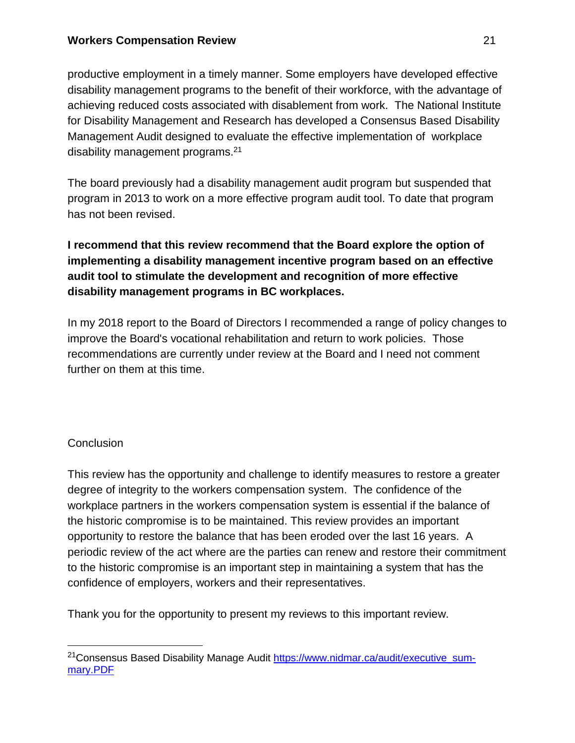productive employment in a timely manner. Some employers have developed effective disability management programs to the benefit of their workforce, with the advantage of achieving reduced costs associated with disablement from work. The National Institute for Disability Management and Research has developed a Consensus Based Disability Management Audit designed to evaluate the effective implementation of workplace disability management programs.[21]

The board previously had a disability management audit program but suspended that program in 2013 to work on a more effective program audit tool. To date that program has not been revised.

**I recommend that this review recommend that the Board explore the option of implementing a disability management incentive program based on an effective audit tool to stimulate the development and recognition of more effective disability management programs in BC workplaces.**

In my 2018 report to the Board of Directors I recommended a range of policy changes to improve the Board's vocational rehabilitation and return to work policies. Those recommendations are currently under review at the Board and I need not comment further on them at this time.

## Conclusion

This review has the opportunity and challenge to identify measures to restore a greater degree of integrity to the workers compensation system. The confidence of the workplace partners in the workers compensation system is essential if the balance of the historic compromise is to be maintained. This review provides an important opportunity to restore the balance that has been eroded over the last 16 years. A periodic review of the act where are the parties can renew and restore their commitment to the historic compromise is an important step in maintaining a system that has the confidence of employers, workers and their representatives.

Thank you for the opportunity to present my reviews to this important review.

---

[21] Consensus Based Disability Manage Audit https://www.nidmar.ca/audit/executive_summary.PDF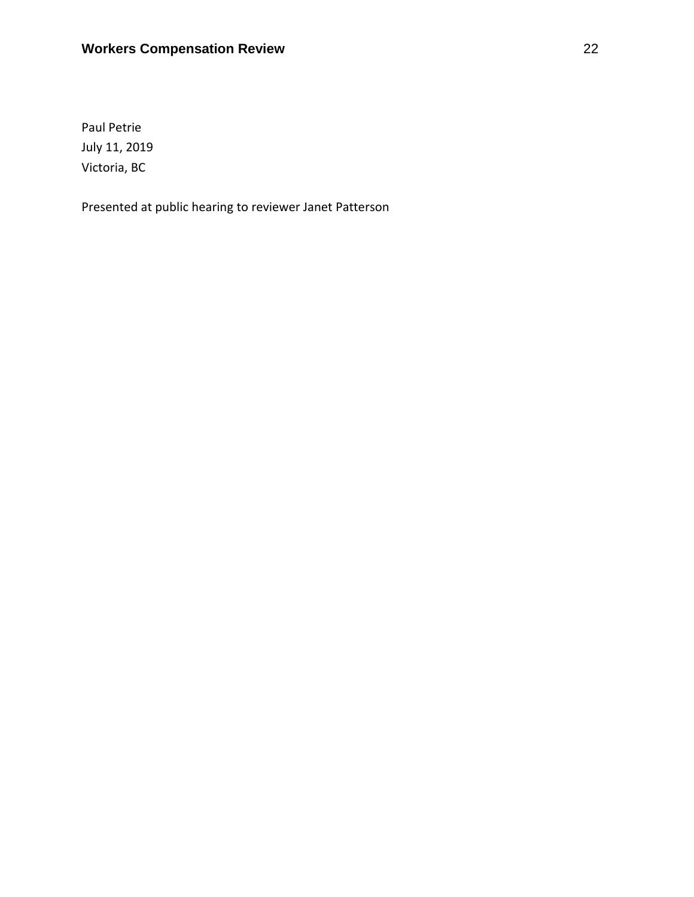Paul Petrie
July 11, 2019
Victoria, BC

Presented at public hearing to reviewer Janet Patterson